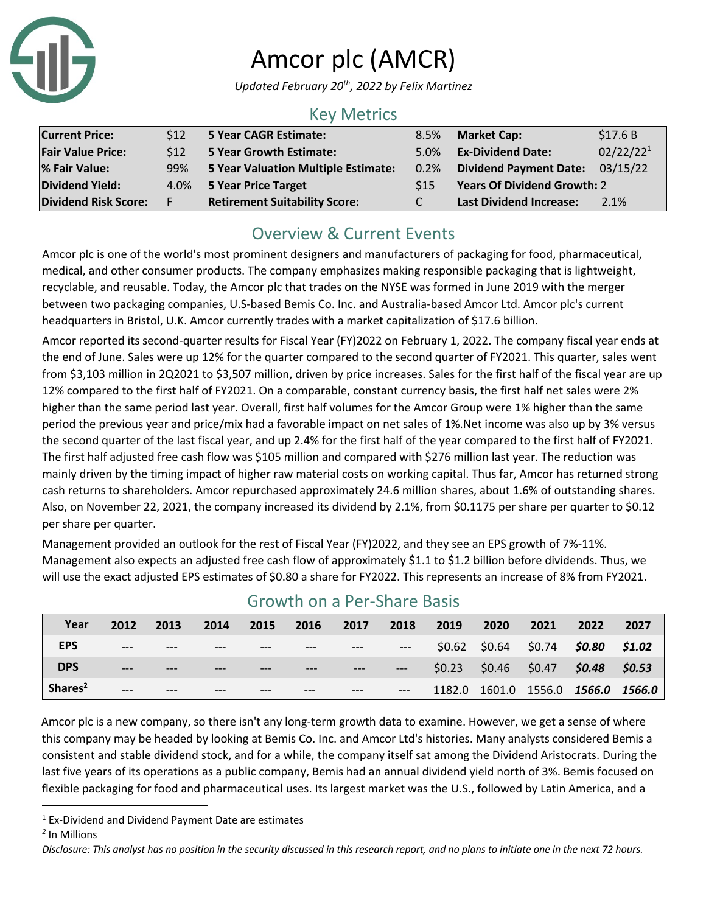# Amcor plc (AMCR)

*Updated February 20th, 2022 by Felix Martinez*

## Key Metrics

| | | | | | |
|---|---|---|---|---|---|
| **Current Price:** | $12 | **5 Year CAGR Estimate:** | 8.5% | **Market Cap:** | $17.6 B |
| **Fair Value Price:** | $12 | **5 Year Growth Estimate:** | 5.0% | **Ex-Dividend Date:** | 02/22/22[1] |
| **% Fair Value:** | 99% | **5 Year Valuation Multiple Estimate:** | 0.2% | **Dividend Payment Date:** | 03/15/22 |
| **Dividend Yield:** | 4.0% | **5 Year Price Target** | $15 | **Years Of Dividend Growth:** | 2 |
| **Dividend Risk Score:** | F | **Retirement Suitability Score:** | C | **Last Dividend Increase:** | 2.1% |

## Overview & Current Events

Amcor plc is one of the world's most prominent designers and manufacturers of packaging for food, pharmaceutical, medical, and other consumer products. The company emphasizes making responsible packaging that is lightweight, recyclable, and reusable. Today, the Amcor plc that trades on the NYSE was formed in June 2019 with the merger between two packaging companies, U.S-based Bemis Co. Inc. and Australia-based Amcor Ltd. Amcor plc's current headquarters in Bristol, U.K. Amcor currently trades with a market capitalization of $17.6 billion.

Amcor reported its second-quarter results for Fiscal Year (FY)2022 on February 1, 2022. The company fiscal year ends at the end of June. Sales were up 12% for the quarter compared to the second quarter of FY2021. This quarter, sales went from $3,103 million in 2Q2021 to $3,507 million, driven by price increases. Sales for the first half of the fiscal year are up 12% compared to the first half of FY2021. On a comparable, constant currency basis, the first half net sales were 2% higher than the same period last year. Overall, first half volumes for the Amcor Group were 1% higher than the same period the previous year and price/mix had a favorable impact on net sales of 1%.Net income was also up by 3% versus the second quarter of the last fiscal year, and up 2.4% for the first half of the year compared to the first half of FY2021. The first half adjusted free cash flow was $105 million and compared with $276 million last year. The reduction was mainly driven by the timing impact of higher raw material costs on working capital. Thus far, Amcor has returned strong cash returns to shareholders. Amcor repurchased approximately 24.6 million shares, about 1.6% of outstanding shares. Also, on November 22, 2021, the company increased its dividend by 2.1%, from $0.1175 per share per quarter to $0.12 per share per quarter.

Management provided an outlook for the rest of Fiscal Year (FY)2022, and they see an EPS growth of 7%-11%. Management also expects an adjusted free cash flow of approximately $1.1 to $1.2 billion before dividends. Thus, we will use the exact adjusted EPS estimates of $0.80 a share for FY2022. This represents an increase of 8% from FY2021.

## Growth on a Per-Share Basis

| Year | 2012 | 2013 | 2014 | 2015 | 2016 | 2017 | 2018 | 2019 | 2020 | 2021 | 2022 | 2027 |
|---|---|---|---|---|---|---|---|---|---|---|---|---|
| **EPS** | --- | --- | --- | --- | --- | --- | --- | $0.62 | $0.64 | $0.74 | ***$0.80*** | ***$1.02*** |
| **DPS** | --- | --- | --- | --- | --- | --- | --- | $0.23 | $0.46 | $0.47 | ***$0.48*** | ***$0.53*** |
| **Shares[2]** | --- | --- | --- | --- | --- | --- | --- | 1182.0 | 1601.0 | 1556.0 | ***1566.0*** | ***1566.0*** |

Amcor plc is a new company, so there isn't any long-term growth data to examine. However, we get a sense of where this company may be headed by looking at Bemis Co. Inc. and Amcor Ltd's histories. Many analysts considered Bemis a consistent and stable dividend stock, and for a while, the company itself sat among the Dividend Aristocrats. During the last five years of its operations as a public company, Bemis had an annual dividend yield north of 3%. Bemis focused on flexible packaging for food and pharmaceutical uses. Its largest market was the U.S., followed by Latin America, and a

[1] Ex-Dividend and Dividend Payment Date are estimates

[2] In Millions

*Disclosure: This analyst has no position in the security discussed in this research report, and no plans to initiate one in the next 72 hours.*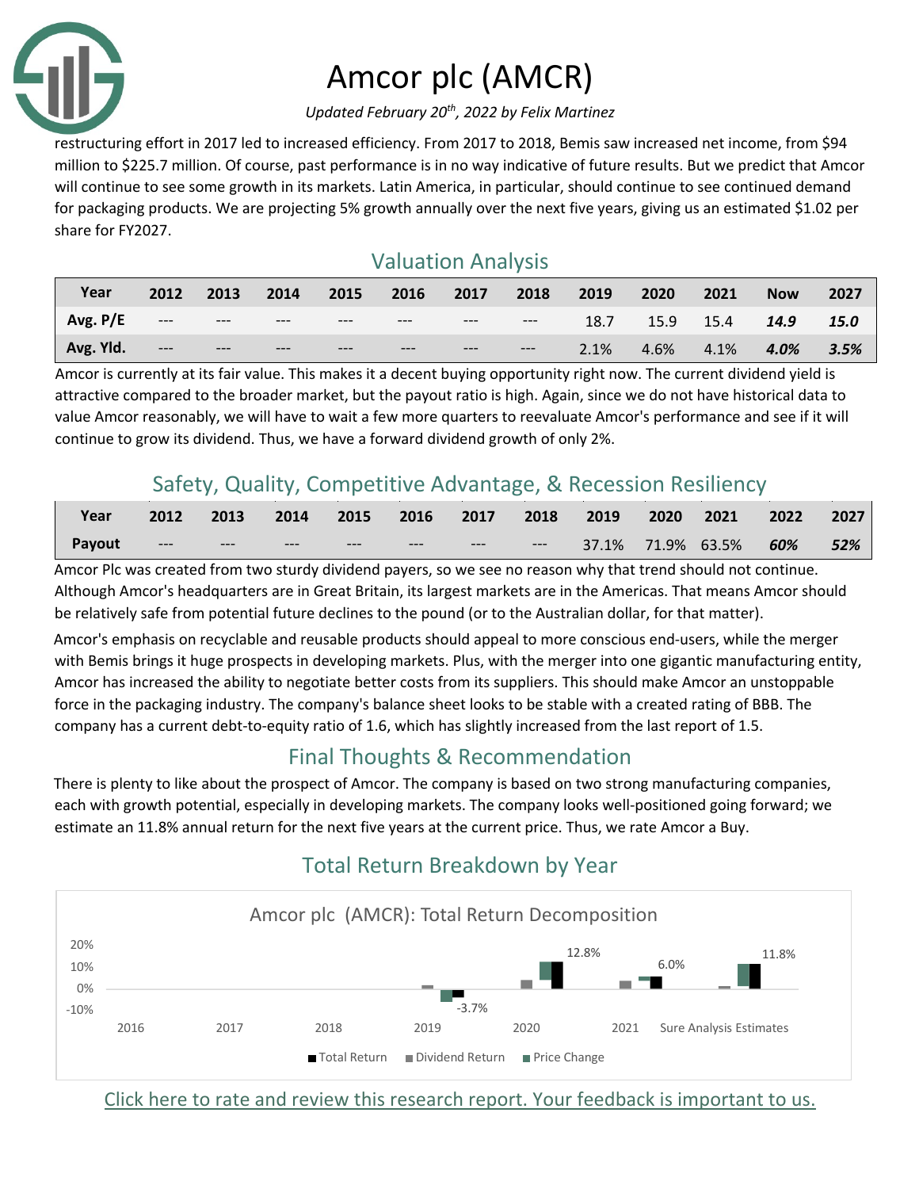restructuring effort in 2017 led to increased efficiency. From 2017 to 2018, Bemis saw increased net income, from $94 million to $225.7 million. Of course, past performance is in no way indicative of future results. But we predict that Amcor will continue to see some growth in its markets. Latin America, in particular, should continue to see continued demand for packaging products. We are projecting 5% growth annually over the next five years, giving us an estimated $1.02 per share for FY2027.

## Valuation Analysis

| Year | 2012 | 2013 | 2014 | 2015 | 2016 | 2017 | 2018 | 2019 | 2020 | 2021 | Now | 2027 |
|---|---|---|---|---|---|---|---|---|---|---|---|---|
| Avg. P/E | --- | --- | --- | --- | --- | --- | --- | 18.7 | 15.9 | 15.4 | ***14.9*** | ***15.0*** |
| Avg. Yld. | --- | --- | --- | --- | --- | --- | --- | 2.1% | 4.6% | 4.1% | ***4.0%*** | ***3.5%*** |

Amcor is currently at its fair value. This makes it a decent buying opportunity right now. The current dividend yield is attractive compared to the broader market, but the payout ratio is high. Again, since we do not have historical data to value Amcor reasonably, we will have to wait a few more quarters to reevaluate Amcor's performance and see if it will continue to grow its dividend. Thus, we have a forward dividend growth of only 2%.

## Safety, Quality, Competitive Advantage, & Recession Resiliency

| Year | 2012 | 2013 | 2014 | 2015 | 2016 | 2017 | 2018 | 2019 | 2020 | 2021 | 2022 | 2027 |
|---|---|---|---|---|---|---|---|---|---|---|---|---|
| Payout | --- | --- | --- | --- | --- | --- | --- | 37.1% | 71.9% | 63.5% | ***60%*** | ***52%*** |

Amcor Plc was created from two sturdy dividend payers, so we see no reason why that trend should not continue. Although Amcor's headquarters are in Great Britain, its largest markets are in the Americas. That means Amcor should be relatively safe from potential future declines to the pound (or to the Australian dollar, for that matter).

Amcor's emphasis on recyclable and reusable products should appeal to more conscious end-users, while the merger with Bemis brings it huge prospects in developing markets. Plus, with the merger into one gigantic manufacturing entity, Amcor has increased the ability to negotiate better costs from its suppliers. This should make Amcor an unstoppable force in the packaging industry. The company's balance sheet looks to be stable with a created rating of BBB. The company has a current debt-to-equity ratio of 1.6, which has slightly increased from the last report of 1.5.

## Final Thoughts & Recommendation

There is plenty to like about the prospect of Amcor. The company is based on two strong manufacturing companies, each with growth potential, especially in developing markets. The company looks well-positioned going forward; we estimate an 11.8% annual return for the next five years at the current price. Thus, we rate Amcor a Buy.

## Total Return Breakdown by Year

Amcor plc (AMCR): Total Return Decomposition

| | 2016 | 2017 | 2018 | 2019 | 2020 | 2021 | Sure Analysis Estimates |
|---|---|---|---|---|---|---|---|
| Total Return | | | | -3.7% | 12.8% | 6.0% | 11.8% |

[Click here to rate and review this research report. Your feedback is important to us.]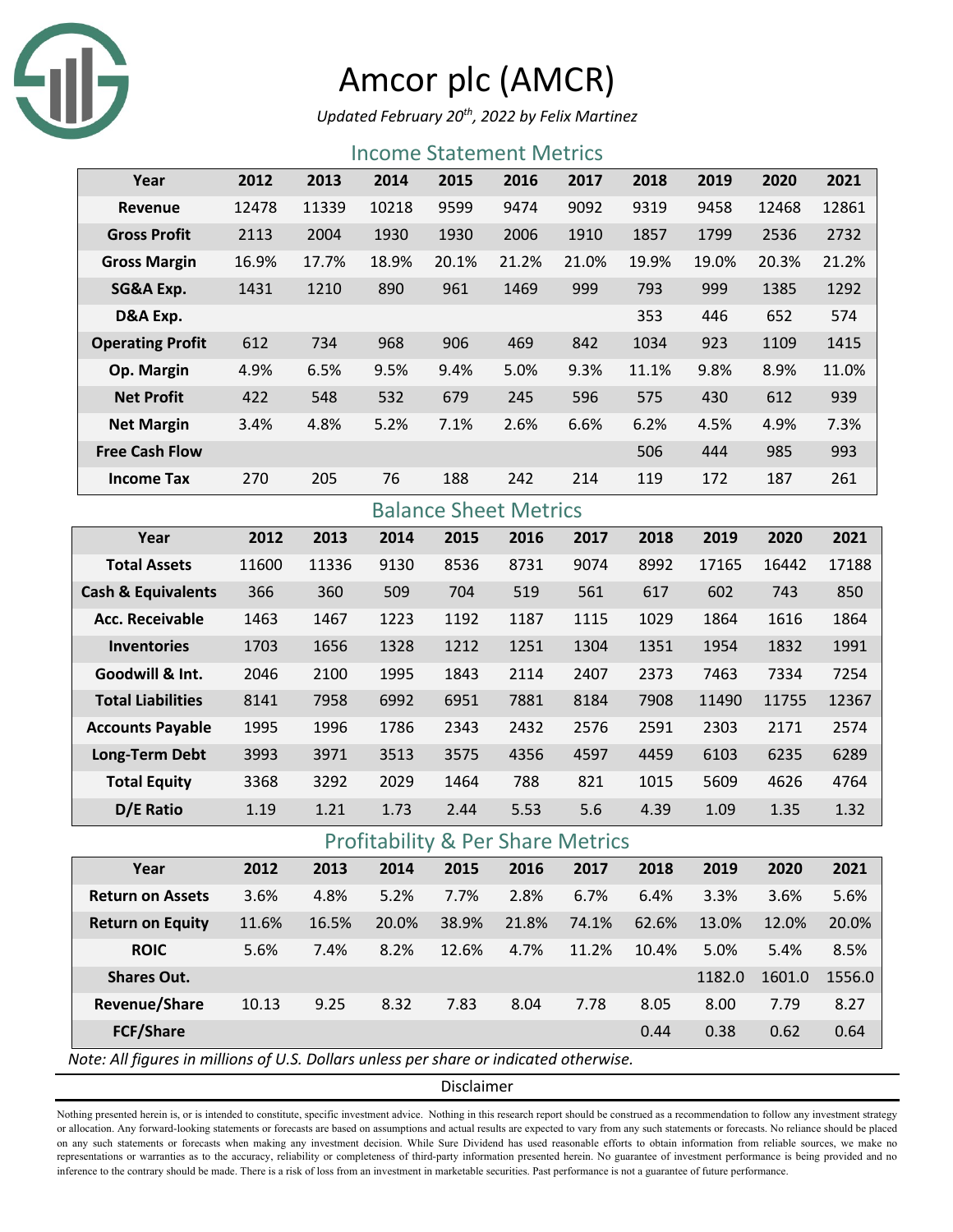# Amcor plc (AMCR)

*Updated February 20th, 2022 by Felix Martinez*

## Income Statement Metrics

| Year | 2012 | 2013 | 2014 | 2015 | 2016 | 2017 | 2018 | 2019 | 2020 | 2021 |
|---|---|---|---|---|---|---|---|---|---|---|
| Revenue | 12478 | 11339 | 10218 | 9599 | 9474 | 9092 | 9319 | 9458 | 12468 | 12861 |
| Gross Profit | 2113 | 2004 | 1930 | 1930 | 2006 | 1910 | 1857 | 1799 | 2536 | 2732 |
| Gross Margin | 16.9% | 17.7% | 18.9% | 20.1% | 21.2% | 21.0% | 19.9% | 19.0% | 20.3% | 21.2% |
| SG&A Exp. | 1431 | 1210 | 890 | 961 | 1469 | 999 | 793 | 999 | 1385 | 1292 |
| D&A Exp. | | | | | | | 353 | 446 | 652 | 574 |
| Operating Profit | 612 | 734 | 968 | 906 | 469 | 842 | 1034 | 923 | 1109 | 1415 |
| Op. Margin | 4.9% | 6.5% | 9.5% | 9.4% | 5.0% | 9.3% | 11.1% | 9.8% | 8.9% | 11.0% |
| Net Profit | 422 | 548 | 532 | 679 | 245 | 596 | 575 | 430 | 612 | 939 |
| Net Margin | 3.4% | 4.8% | 5.2% | 7.1% | 2.6% | 6.6% | 6.2% | 4.5% | 4.9% | 7.3% |
| Free Cash Flow | | | | | | | 506 | 444 | 985 | 993 |
| Income Tax | 270 | 205 | 76 | 188 | 242 | 214 | 119 | 172 | 187 | 261 |

## Balance Sheet Metrics

| Year | 2012 | 2013 | 2014 | 2015 | 2016 | 2017 | 2018 | 2019 | 2020 | 2021 |
|---|---|---|---|---|---|---|---|---|---|---|
| Total Assets | 11600 | 11336 | 9130 | 8536 | 8731 | 9074 | 8992 | 17165 | 16442 | 17188 |
| Cash & Equivalents | 366 | 360 | 509 | 704 | 519 | 561 | 617 | 602 | 743 | 850 |
| Acc. Receivable | 1463 | 1467 | 1223 | 1192 | 1187 | 1115 | 1029 | 1864 | 1616 | 1864 |
| Inventories | 1703 | 1656 | 1328 | 1212 | 1251 | 1304 | 1351 | 1954 | 1832 | 1991 |
| Goodwill & Int. | 2046 | 2100 | 1995 | 1843 | 2114 | 2407 | 2373 | 7463 | 7334 | 7254 |
| Total Liabilities | 8141 | 7958 | 6992 | 6951 | 7881 | 8184 | 7908 | 11490 | 11755 | 12367 |
| Accounts Payable | 1995 | 1996 | 1786 | 2343 | 2432 | 2576 | 2591 | 2303 | 2171 | 2574 |
| Long-Term Debt | 3993 | 3971 | 3513 | 3575 | 4356 | 4597 | 4459 | 6103 | 6235 | 6289 |
| Total Equity | 3368 | 3292 | 2029 | 1464 | 788 | 821 | 1015 | 5609 | 4626 | 4764 |
| D/E Ratio | 1.19 | 1.21 | 1.73 | 2.44 | 5.53 | 5.6 | 4.39 | 1.09 | 1.35 | 1.32 |

## Profitability & Per Share Metrics

| Year | 2012 | 2013 | 2014 | 2015 | 2016 | 2017 | 2018 | 2019 | 2020 | 2021 |
|---|---|---|---|---|---|---|---|---|---|---|
| Return on Assets | 3.6% | 4.8% | 5.2% | 7.7% | 2.8% | 6.7% | 6.4% | 3.3% | 3.6% | 5.6% |
| Return on Equity | 11.6% | 16.5% | 20.0% | 38.9% | 21.8% | 74.1% | 62.6% | 13.0% | 12.0% | 20.0% |
| ROIC | 5.6% | 7.4% | 8.2% | 12.6% | 4.7% | 11.2% | 10.4% | 5.0% | 5.4% | 8.5% |
| Shares Out. | | | | | | | | 1182.0 | 1601.0 | 1556.0 |
| Revenue/Share | 10.13 | 9.25 | 8.32 | 7.83 | 8.04 | 7.78 | 8.05 | 8.00 | 7.79 | 8.27 |
| FCF/Share | | | | | | | 0.44 | 0.38 | 0.62 | 0.64 |

*Note: All figures in millions of U.S. Dollars unless per share or indicated otherwise.*

Disclaimer

Nothing presented herein is, or is intended to constitute, specific investment advice. Nothing in this research report should be construed as a recommendation to follow any investment strategy or allocation. Any forward-looking statements or forecasts are based on assumptions and actual results are expected to vary from any such statements or forecasts. No reliance should be placed on any such statements or forecasts when making any investment decision. While Sure Dividend has used reasonable efforts to obtain information from reliable sources, we make no representations or warranties as to the accuracy, reliability or completeness of third-party information presented herein. No guarantee of investment performance is being provided and no inference to the contrary should be made. There is a risk of loss from an investment in marketable securities. Past performance is not a guarantee of future performance.